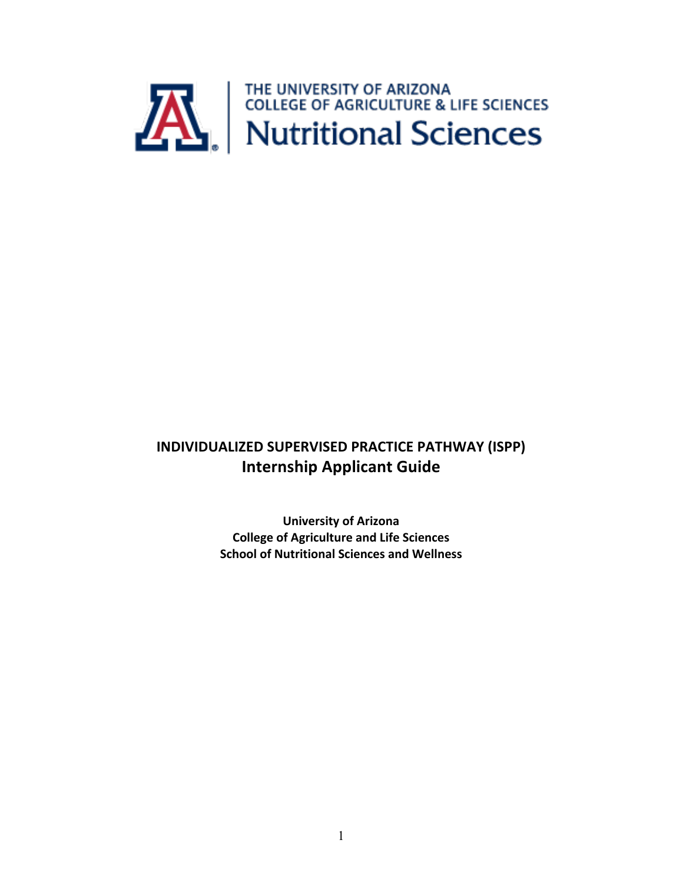THE UNIVERSITY OF ARIZONA
COLLEGE OF AGRICULTURE & LIFE SCIENCES
Nutritional Sciences

# INDIVIDUALIZED SUPERVISED PRACTICE PATHWAY (ISPP)

## Internship Applicant Guide

**University of Arizona**
**College of Agriculture and Life Sciences**
**School of Nutritional Sciences and Wellness**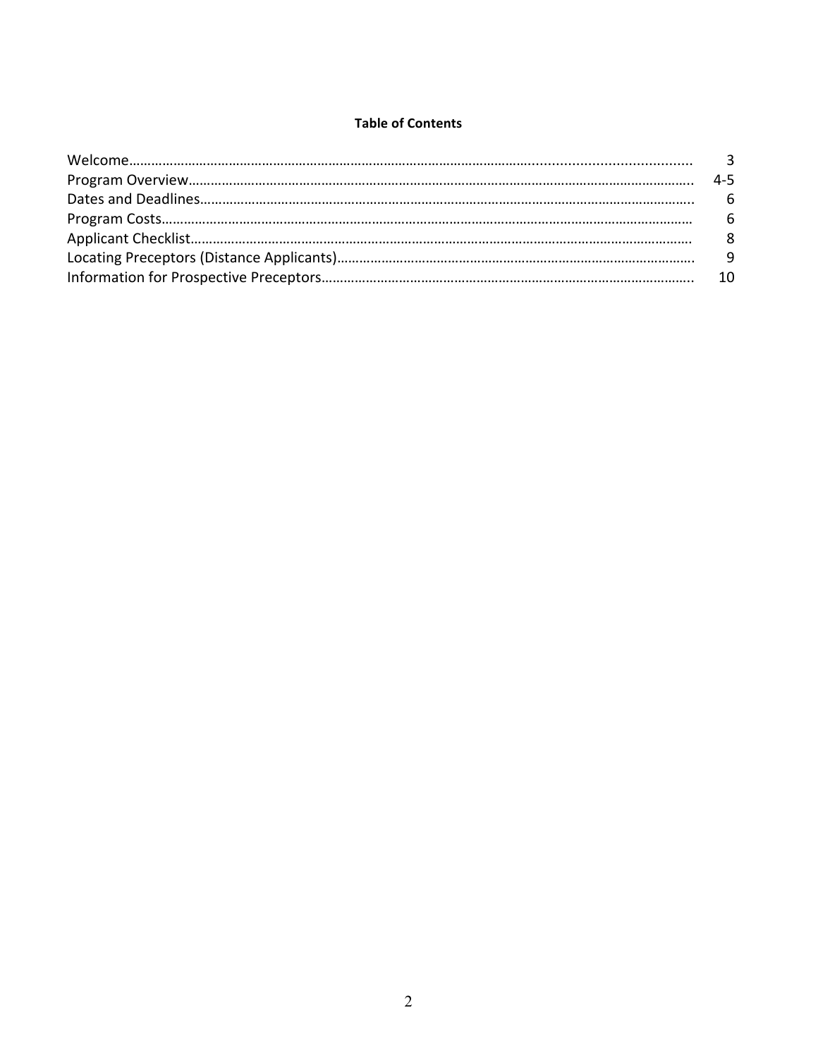**Table of Contents**

| | |
|---|---|
| Welcome | 3 |
| Program Overview | 4-5 |
| Dates and Deadlines | 6 |
| Program Costs | 6 |
| Applicant Checklist | 8 |
| Locating Preceptors (Distance Applicants) | 9 |
| Information for Prospective Preceptors | 10 |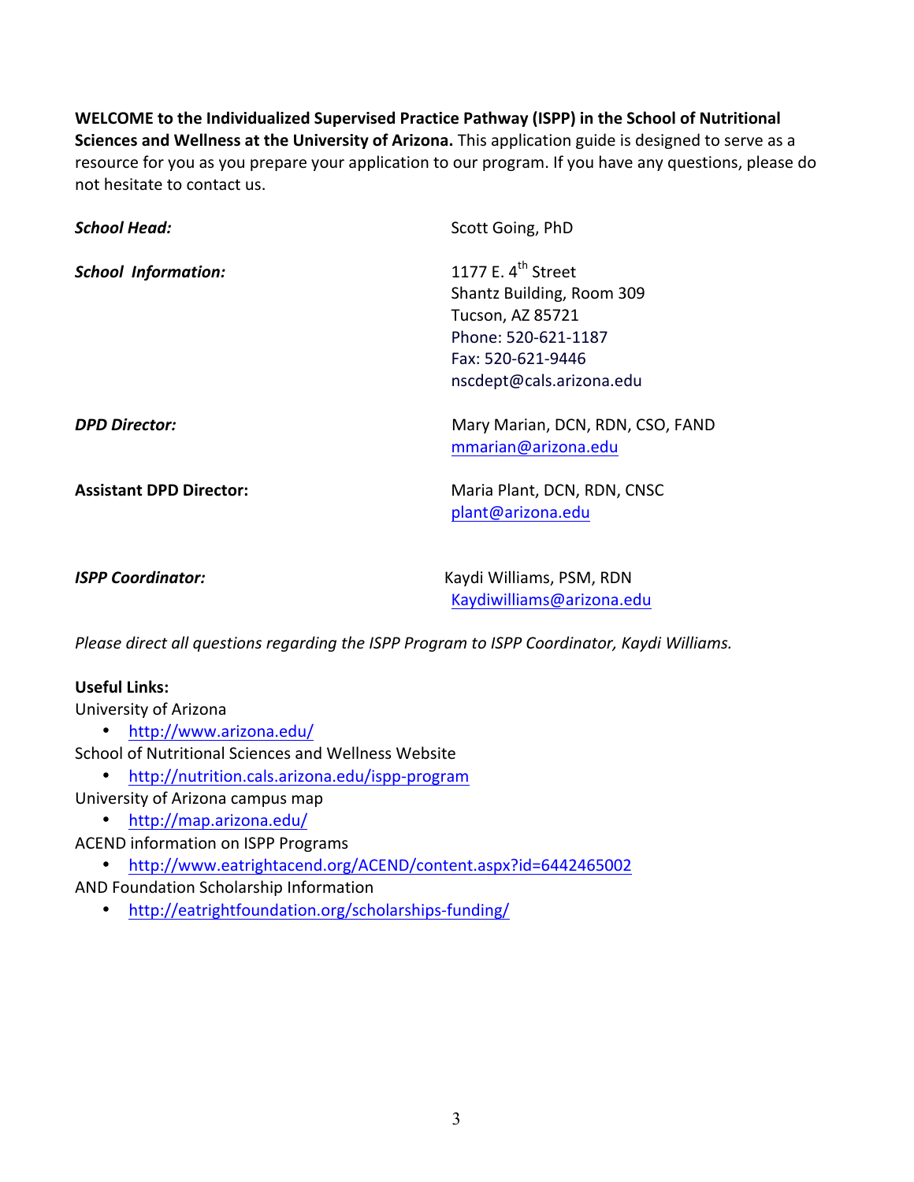**WELCOME to the Individualized Supervised Practice Pathway (ISPP) in the School of Nutritional Sciences and Wellness at the University of Arizona.** This application guide is designed to serve as a resource for you as you prepare your application to our program. If you have any questions, please do not hesitate to contact us.

| | |
|---|---|
| ***School Head:*** | Scott Going, PhD |
| ***School Information:*** | 1177 E. 4th Street<br>Shantz Building, Room 309<br>Tucson, AZ 85721<br>Phone: 520-621-1187<br>Fax: 520-621-9446<br>nscdept@cals.arizona.edu |
| ***DPD Director:*** | Mary Marian, DCN, RDN, CSO, FAND<br>mmarian@arizona.edu |
| **Assistant DPD Director:** | Maria Plant, DCN, RDN, CNSC<br>plant@arizona.edu |
| ***ISPP Coordinator:*** | Kaydi Williams, PSM, RDN<br>Kaydiwilliams@arizona.edu |

*Please direct all questions regarding the ISPP Program to ISPP Coordinator, Kaydi Williams.*

**Useful Links:**

University of Arizona
- http://www.arizona.edu/

School of Nutritional Sciences and Wellness Website
- http://nutrition.cals.arizona.edu/ispp-program

University of Arizona campus map
- http://map.arizona.edu/

ACEND information on ISPP Programs
- http://www.eatrightacend.org/ACEND/content.aspx?id=6442465002

AND Foundation Scholarship Information
- http://eatrightfoundation.org/scholarships-funding/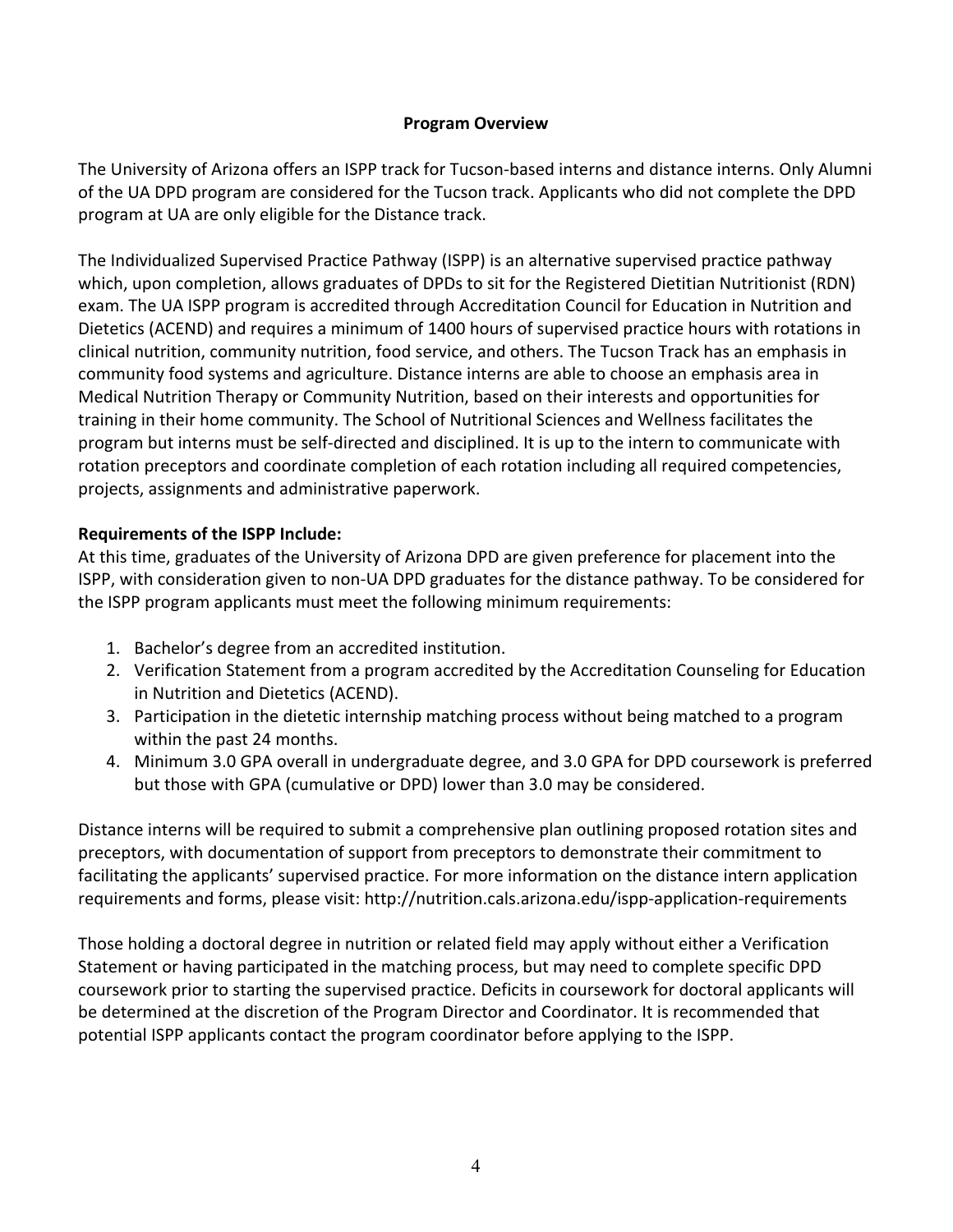## Program Overview

The University of Arizona offers an ISPP track for Tucson-based interns and distance interns. Only Alumni of the UA DPD program are considered for the Tucson track. Applicants who did not complete the DPD program at UA are only eligible for the Distance track.

The Individualized Supervised Practice Pathway (ISPP) is an alternative supervised practice pathway which, upon completion, allows graduates of DPDs to sit for the Registered Dietitian Nutritionist (RDN) exam. The UA ISPP program is accredited through Accreditation Council for Education in Nutrition and Dietetics (ACEND) and requires a minimum of 1400 hours of supervised practice hours with rotations in clinical nutrition, community nutrition, food service, and others. The Tucson Track has an emphasis in community food systems and agriculture. Distance interns are able to choose an emphasis area in Medical Nutrition Therapy or Community Nutrition, based on their interests and opportunities for training in their home community. The School of Nutritional Sciences and Wellness facilitates the program but interns must be self-directed and disciplined. It is up to the intern to communicate with rotation preceptors and coordinate completion of each rotation including all required competencies, projects, assignments and administrative paperwork.

**Requirements of the ISPP Include:**

At this time, graduates of the University of Arizona DPD are given preference for placement into the ISPP, with consideration given to non-UA DPD graduates for the distance pathway. To be considered for the ISPP program applicants must meet the following minimum requirements:

1. Bachelor's degree from an accredited institution.
2. Verification Statement from a program accredited by the Accreditation Counseling for Education in Nutrition and Dietetics (ACEND).
3. Participation in the dietetic internship matching process without being matched to a program within the past 24 months.
4. Minimum 3.0 GPA overall in undergraduate degree, and 3.0 GPA for DPD coursework is preferred but those with GPA (cumulative or DPD) lower than 3.0 may be considered.

Distance interns will be required to submit a comprehensive plan outlining proposed rotation sites and preceptors, with documentation of support from preceptors to demonstrate their commitment to facilitating the applicants' supervised practice. For more information on the distance intern application requirements and forms, please visit: http://nutrition.cals.arizona.edu/ispp-application-requirements

Those holding a doctoral degree in nutrition or related field may apply without either a Verification Statement or having participated in the matching process, but may need to complete specific DPD coursework prior to starting the supervised practice. Deficits in coursework for doctoral applicants will be determined at the discretion of the Program Director and Coordinator. It is recommended that potential ISPP applicants contact the program coordinator before applying to the ISPP.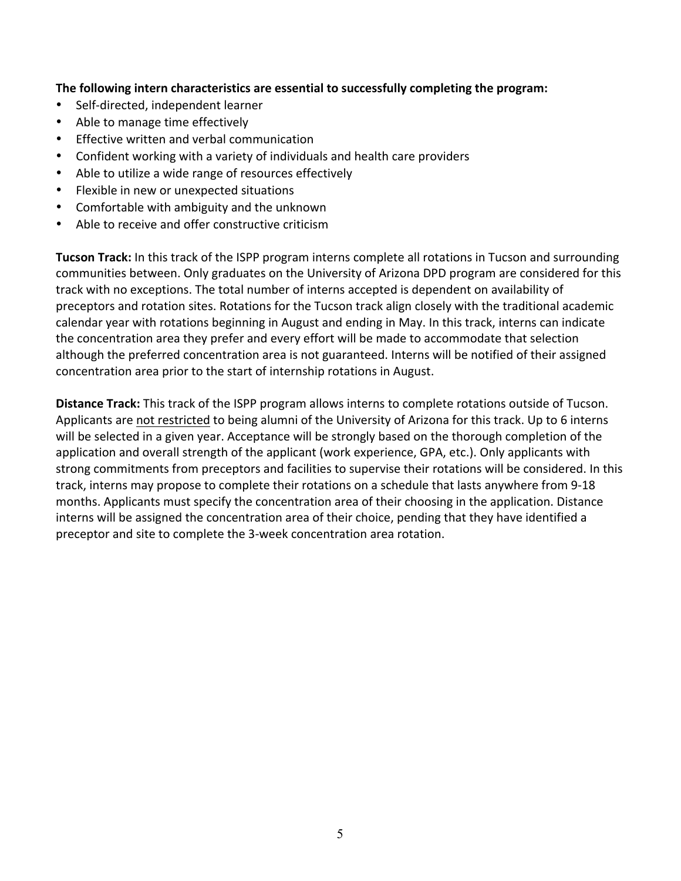**The following intern characteristics are essential to successfully completing the program:**

- Self-directed, independent learner
- Able to manage time effectively
- Effective written and verbal communication
- Confident working with a variety of individuals and health care providers
- Able to utilize a wide range of resources effectively
- Flexible in new or unexpected situations
- Comfortable with ambiguity and the unknown
- Able to receive and offer constructive criticism

**Tucson Track:** In this track of the ISPP program interns complete all rotations in Tucson and surrounding communities between. Only graduates on the University of Arizona DPD program are considered for this track with no exceptions. The total number of interns accepted is dependent on availability of preceptors and rotation sites. Rotations for the Tucson track align closely with the traditional academic calendar year with rotations beginning in August and ending in May. In this track, interns can indicate the concentration area they prefer and every effort will be made to accommodate that selection although the preferred concentration area is not guaranteed. Interns will be notified of their assigned concentration area prior to the start of internship rotations in August.

**Distance Track:** This track of the ISPP program allows interns to complete rotations outside of Tucson. Applicants are <u>not restricted</u> to being alumni of the University of Arizona for this track. Up to 6 interns will be selected in a given year. Acceptance will be strongly based on the thorough completion of the application and overall strength of the applicant (work experience, GPA, etc.). Only applicants with strong commitments from preceptors and facilities to supervise their rotations will be considered. In this track, interns may propose to complete their rotations on a schedule that lasts anywhere from 9-18 months. Applicants must specify the concentration area of their choosing in the application. Distance interns will be assigned the concentration area of their choice, pending that they have identified a preceptor and site to complete the 3-week concentration area rotation.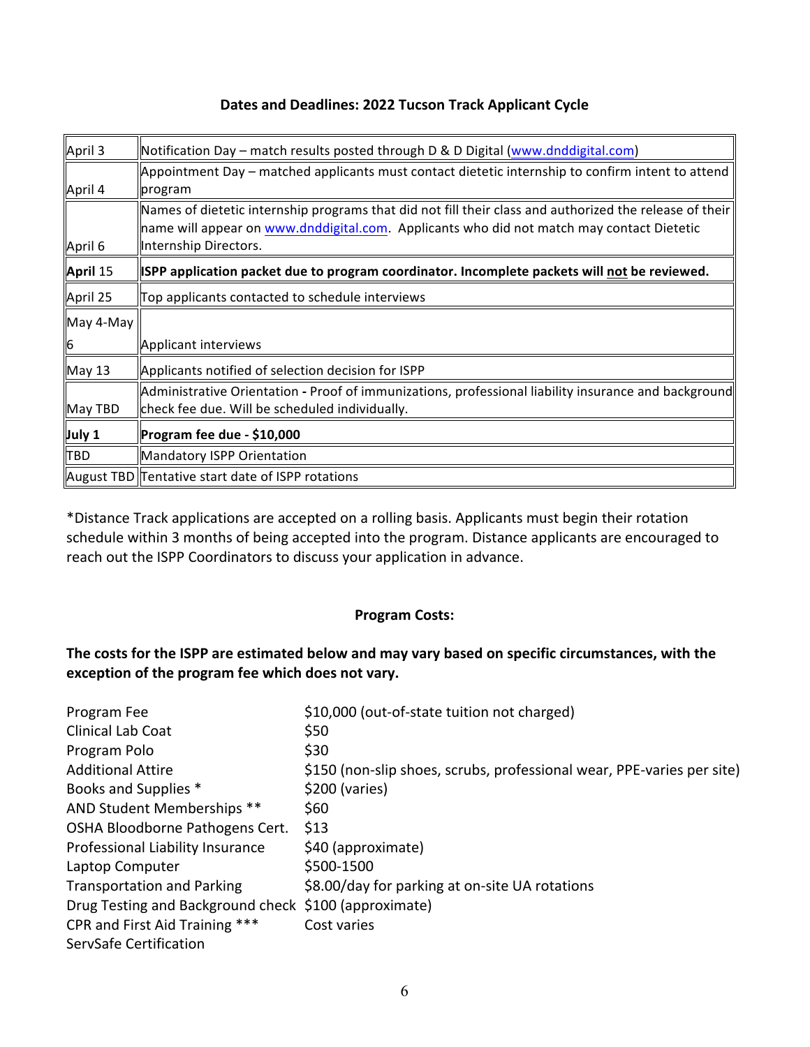**Dates and Deadlines: 2022 Tucson Track Applicant Cycle**

| | |
|---|---|
| April 3 | Notification Day – match results posted through D & D Digital (www.dnddigital.com) |
| April 4 | Appointment Day – matched applicants must contact dietetic internship to confirm intent to attend program |
| April 6 | Names of dietetic internship programs that did not fill their class and authorized the release of their name will appear on www.dnddigital.com. Applicants who did not match may contact Dietetic Internship Directors. |
| **April** 15 | **ISPP application packet due to program coordinator. Incomplete packets will not be reviewed.** |
| April 25 | Top applicants contacted to schedule interviews |
| May 4-May 6 | Applicant interviews |
| May 13 | Applicants notified of selection decision for ISPP |
| May TBD | Administrative Orientation **-** Proof of immunizations, professional liability insurance and background check fee due. Will be scheduled individually. |
| **July 1** | **Program fee due - $10,000** |
| TBD | Mandatory ISPP Orientation |
| August TBD | Tentative start date of ISPP rotations |

*Distance Track applications are accepted on a rolling basis. Applicants must begin their rotation schedule within 3 months of being accepted into the program. Distance applicants are encouraged to reach out the ISPP Coordinators to discuss your application in advance.

**Program Costs:**

**The costs for the ISPP are estimated below and may vary based on specific circumstances, with the exception of the program fee which does not vary.**

| | |
|---|---|
| Program Fee | $10,000 (out-of-state tuition not charged) |
| Clinical Lab Coat | $50 |
| Program Polo | $30 |
| Additional Attire | $150 (non-slip shoes, scrubs, professional wear, PPE-varies per site) |
| Books and Supplies * | $200 (varies) |
| AND Student Memberships ** | $60 |
| OSHA Bloodborne Pathogens Cert. | $13 |
| Professional Liability Insurance | $40 (approximate) |
| Laptop Computer | $500-1500 |
| Transportation and Parking | $8.00/day for parking at on-site UA rotations |
| Drug Testing and Background check | $100 (approximate) |
| CPR and First Aid Training *** | Cost varies |
| ServSafe Certification | |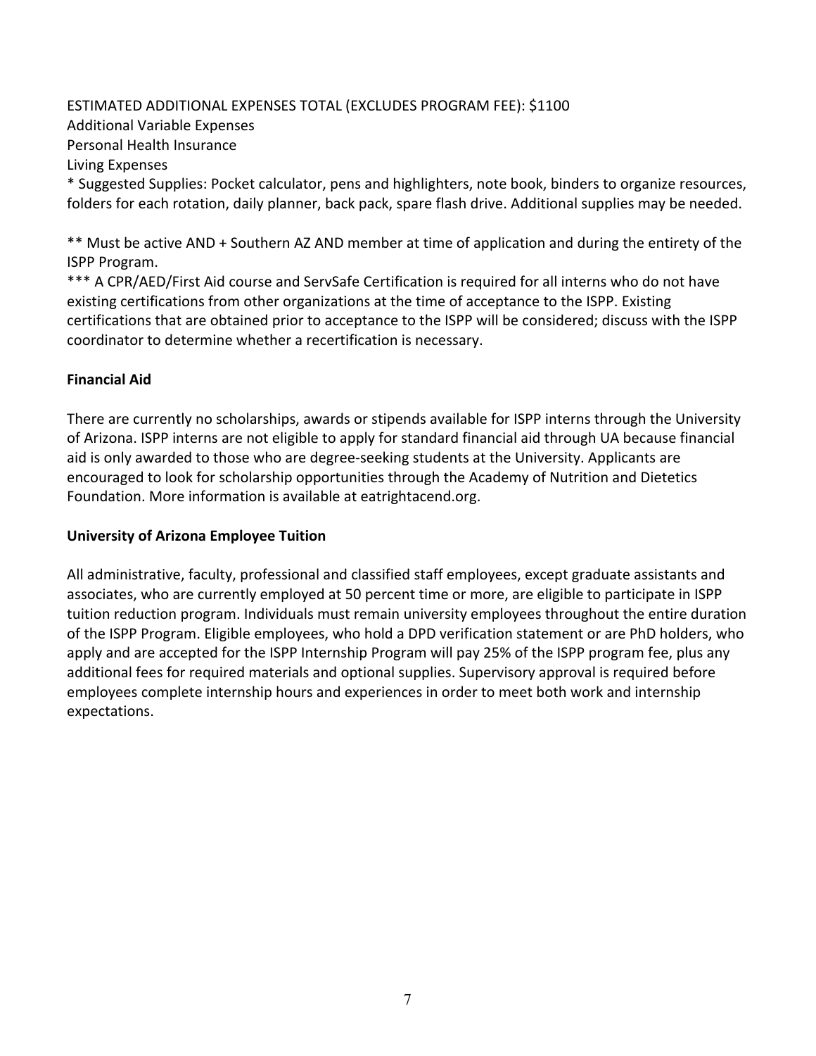ESTIMATED ADDITIONAL EXPENSES TOTAL (EXCLUDES PROGRAM FEE): $1100
Additional Variable Expenses
Personal Health Insurance
Living Expenses
* Suggested Supplies: Pocket calculator, pens and highlighters, note book, binders to organize resources, folders for each rotation, daily planner, back pack, spare flash drive. Additional supplies may be needed.

** Must be active AND + Southern AZ AND member at time of application and during the entirety of the ISPP Program.
*** A CPR/AED/First Aid course and ServSafe Certification is required for all interns who do not have existing certifications from other organizations at the time of acceptance to the ISPP. Existing certifications that are obtained prior to acceptance to the ISPP will be considered; discuss with the ISPP coordinator to determine whether a recertification is necessary.

**Financial Aid**

There are currently no scholarships, awards or stipends available for ISPP interns through the University of Arizona. ISPP interns are not eligible to apply for standard financial aid through UA because financial aid is only awarded to those who are degree-seeking students at the University. Applicants are encouraged to look for scholarship opportunities through the Academy of Nutrition and Dietetics Foundation. More information is available at eatrightacend.org.

**University of Arizona Employee Tuition**

All administrative, faculty, professional and classified staff employees, except graduate assistants and associates, who are currently employed at 50 percent time or more, are eligible to participate in ISPP tuition reduction program. Individuals must remain university employees throughout the entire duration of the ISPP Program. Eligible employees, who hold a DPD verification statement or are PhD holders, who apply and are accepted for the ISPP Internship Program will pay 25% of the ISPP program fee, plus any additional fees for required materials and optional supplies. Supervisory approval is required before employees complete internship hours and experiences in order to meet both work and internship expectations.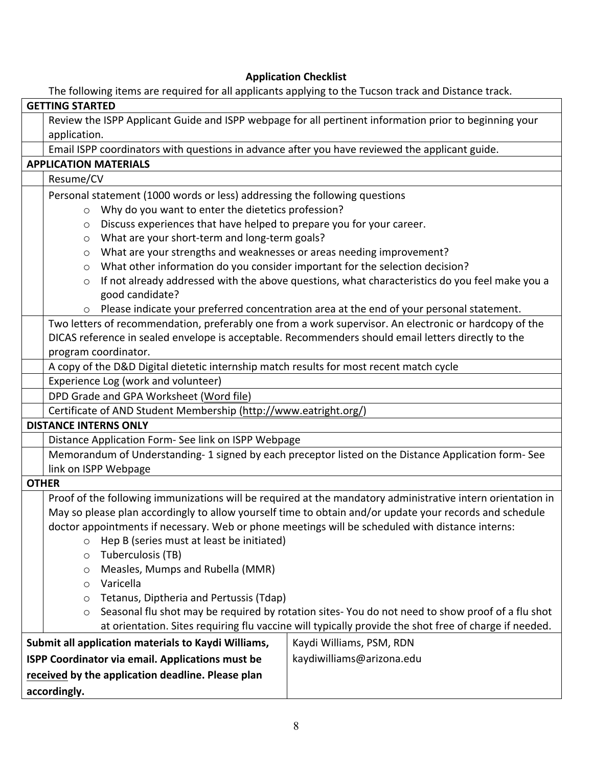**Application Checklist**

The following items are required for all applicants applying to the Tucson track and Distance track.

| | |
|---|---|
| **GETTING STARTED** | |
| | Review the ISPP Applicant Guide and ISPP webpage for all pertinent information prior to beginning your application. |
| | Email ISPP coordinators with questions in advance after you have reviewed the applicant guide. |
| **APPLICATION MATERIALS** | |
| | Resume/CV |
| | Personal statement (1000 words or less) addressing the following questions<br>○ Why do you want to enter the dietetics profession?<br>○ Discuss experiences that have helped to prepare you for your career.<br>○ What are your short-term and long-term goals?<br>○ What are your strengths and weaknesses or areas needing improvement?<br>○ What other information do you consider important for the selection decision?<br>○ If not already addressed with the above questions, what characteristics do you feel make you a good candidate?<br>○ Please indicate your preferred concentration area at the end of your personal statement. |
| | Two letters of recommendation, preferably one from a work supervisor. An electronic or hardcopy of the DICAS reference in sealed envelope is acceptable. Recommenders should email letters directly to the program coordinator. |
| | A copy of the D&D Digital dietetic internship match results for most recent match cycle |
| | Experience Log (work and volunteer) |
| | DPD Grade and GPA Worksheet (Word file) |
| | Certificate of AND Student Membership (http://www.eatright.org/) |
| **DISTANCE INTERNS ONLY** | |
| | Distance Application Form- See link on ISPP Webpage |
| | Memorandum of Understanding- 1 signed by each preceptor listed on the Distance Application form- See link on ISPP Webpage |
| **OTHER** | |
| | Proof of the following immunizations will be required at the mandatory administrative intern orientation in May so please plan accordingly to allow yourself time to obtain and/or update your records and schedule doctor appointments if necessary. Web or phone meetings will be scheduled with distance interns:<br>○ Hep B (series must at least be initiated)<br>○ Tuberculosis (TB)<br>○ Measles, Mumps and Rubella (MMR)<br>○ Varicella<br>○ Tetanus, Diptheria and Pertussis (Tdap)<br>○ Seasonal flu shot may be required by rotation sites- You do not need to show proof of a flu shot at orientation. Sites requiring flu vaccine will typically provide the shot free of charge if needed. |

| | |
|---|---|
| **Submit all application materials to Kaydi Williams, ISPP Coordinator via email. Applications must be <u>received</u> by the application deadline. Please plan accordingly.** | Kaydi Williams, PSM, RDN<br>kaydiwilliams@arizona.edu |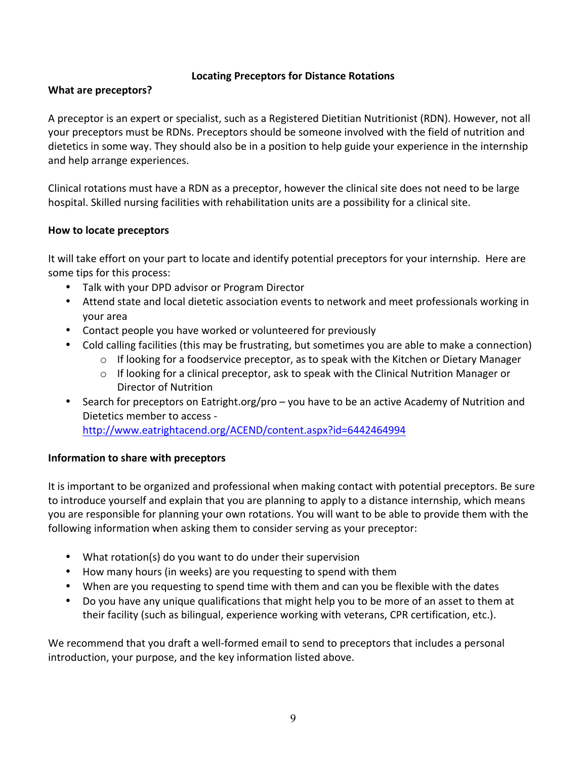## Locating Preceptors for Distance Rotations

### What are preceptors?

A preceptor is an expert or specialist, such as a Registered Dietitian Nutritionist (RDN). However, not all your preceptors must be RDNs. Preceptors should be someone involved with the field of nutrition and dietetics in some way. They should also be in a position to help guide your experience in the internship and help arrange experiences.

Clinical rotations must have a RDN as a preceptor, however the clinical site does not need to be large hospital. Skilled nursing facilities with rehabilitation units are a possibility for a clinical site.

### How to locate preceptors

It will take effort on your part to locate and identify potential preceptors for your internship. Here are some tips for this process:

- Talk with your DPD advisor or Program Director
- Attend state and local dietetic association events to network and meet professionals working in your area
- Contact people you have worked or volunteered for previously
- Cold calling facilities (this may be frustrating, but sometimes you are able to make a connection)
  - If looking for a foodservice preceptor, as to speak with the Kitchen or Dietary Manager
  - If looking for a clinical preceptor, ask to speak with the Clinical Nutrition Manager or Director of Nutrition
- Search for preceptors on Eatright.org/pro – you have to be an active Academy of Nutrition and Dietetics member to access - http://www.eatrightacend.org/ACEND/content.aspx?id=6442464994

### Information to share with preceptors

It is important to be organized and professional when making contact with potential preceptors. Be sure to introduce yourself and explain that you are planning to apply to a distance internship, which means you are responsible for planning your own rotations. You will want to be able to provide them with the following information when asking them to consider serving as your preceptor:

- What rotation(s) do you want to do under their supervision
- How many hours (in weeks) are you requesting to spend with them
- When are you requesting to spend time with them and can you be flexible with the dates
- Do you have any unique qualifications that might help you to be more of an asset to them at their facility (such as bilingual, experience working with veterans, CPR certification, etc.).

We recommend that you draft a well-formed email to send to preceptors that includes a personal introduction, your purpose, and the key information listed above.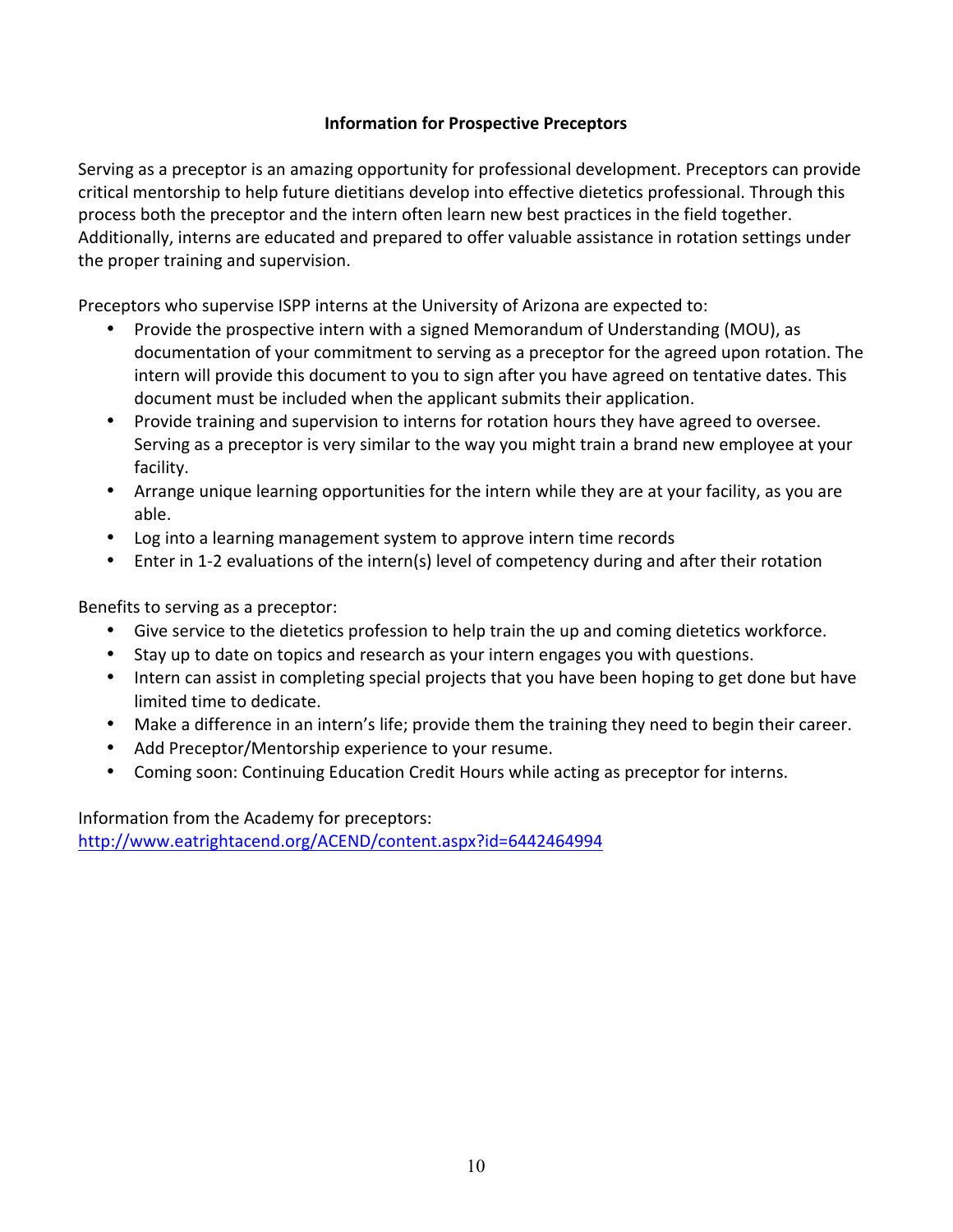**Information for Prospective Preceptors**

Serving as a preceptor is an amazing opportunity for professional development. Preceptors can provide critical mentorship to help future dietitians develop into effective dietetics professional. Through this process both the preceptor and the intern often learn new best practices in the field together. Additionally, interns are educated and prepared to offer valuable assistance in rotation settings under the proper training and supervision.

Preceptors who supervise ISPP interns at the University of Arizona are expected to:

- Provide the prospective intern with a signed Memorandum of Understanding (MOU), as documentation of your commitment to serving as a preceptor for the agreed upon rotation. The intern will provide this document to you to sign after you have agreed on tentative dates. This document must be included when the applicant submits their application.
- Provide training and supervision to interns for rotation hours they have agreed to oversee. Serving as a preceptor is very similar to the way you might train a brand new employee at your facility.
- Arrange unique learning opportunities for the intern while they are at your facility, as you are able.
- Log into a learning management system to approve intern time records
- Enter in 1-2 evaluations of the intern(s) level of competency during and after their rotation

Benefits to serving as a preceptor:

- Give service to the dietetics profession to help train the up and coming dietetics workforce.
- Stay up to date on topics and research as your intern engages you with questions.
- Intern can assist in completing special projects that you have been hoping to get done but have limited time to dedicate.
- Make a difference in an intern's life; provide them the training they need to begin their career.
- Add Preceptor/Mentorship experience to your resume.
- Coming soon: Continuing Education Credit Hours while acting as preceptor for interns.

Information from the Academy for preceptors:
http://www.eatrightacend.org/ACEND/content.aspx?id=6442464994